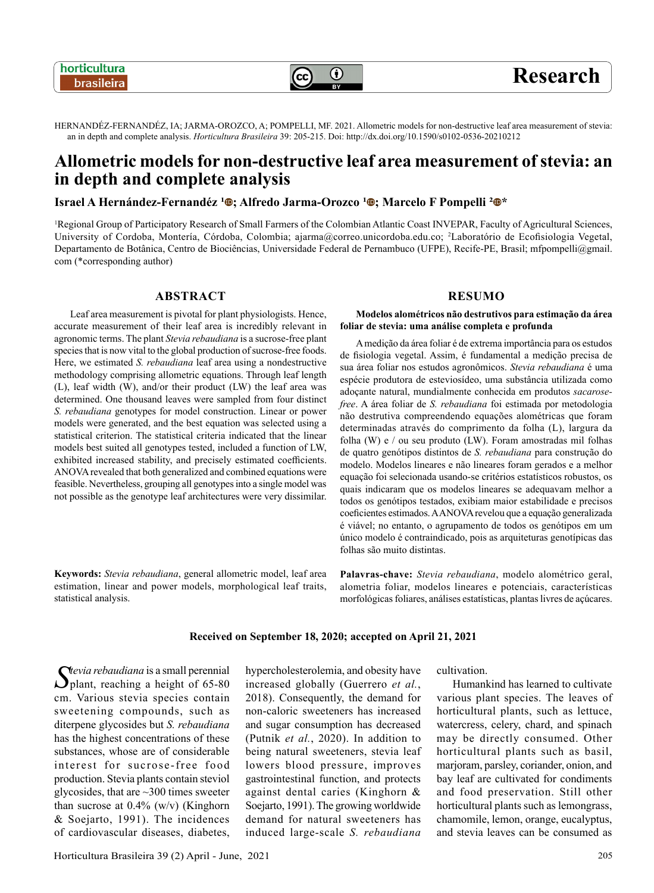horticultura brasileira

Research

HERNANDÉZ-FERNANDÉZ, IA; JARMA-OROZCO, A; POMPELLI, MF. 2021. Allometric models for non-destructive leaf area measurement of stevia: an in depth and complete analysis. *Horticultura Brasileira* 39: 205-215. Doi: http://dx.doi.org/10.1590/s0102-0536-20210212

# Allometric models for non-destructive leaf area measurement of stevia: an in depth and complete analysis

**Israel A Hernández-Fernandéz [1]; Alfredo Jarma-Orozco [1]; Marcelo F Pompelli [2]***

[1]Regional Group of Participatory Research of Small Farmers of the Colombian Atlantic Coast INVEPAR, Faculty of Agricultural Sciences, University of Cordoba, Montería, Córdoba, Colombia; ajarma@correo.unicordoba.edu.co; [2]Laboratório de Ecofisiologia Vegetal, Departamento de Botânica, Centro de Biociências, Universidade Federal de Pernambuco (UFPE), Recife-PE, Brasil; mfpompelli@gmail.com (*corresponding author)

## ABSTRACT

Leaf area measurement is pivotal for plant physiologists. Hence, accurate measurement of their leaf area is incredibly relevant in agronomic terms. The plant *Stevia rebaudiana* is a sucrose-free plant species that is now vital to the global production of sucrose-free foods. Here, we estimated *S. rebaudiana* leaf area using a nondestructive methodology comprising allometric equations. Through leaf length (L), leaf width (W), and/or their product (LW) the leaf area was determined. One thousand leaves were sampled from four distinct *S. rebaudiana* genotypes for model construction. Linear or power models were generated, and the best equation was selected using a statistical criterion. The statistical criteria indicated that the linear models best suited all genotypes tested, included a function of LW, exhibited increased stability, and precisely estimated coefficients. ANOVA revealed that both generalized and combined equations were feasible. Nevertheless, grouping all genotypes into a single model was not possible as the genotype leaf architectures were very dissimilar.

**Keywords:** *Stevia rebaudiana*, general allometric model, leaf area estimation, linear and power models, morphological leaf traits, statistical analysis.

## RESUMO

**Modelos alométricos não destrutivos para estimação da área foliar de stevia: uma análise completa e profunda**

A medição da área foliar é de extrema importância para os estudos de fisiologia vegetal. Assim, é fundamental a medição precisa de sua área foliar nos estudos agronômicos. *Stevia rebaudiana* é uma espécie produtora de esteviosídeo, uma substância utilizada como adoçante natural, mundialmente conhecida em produtos *sacarose-free*. A área foliar de *S. rebaudiana* foi estimada por metodologia não destrutiva compreendendo equações alométricas que foram determinadas através do comprimento da folha (L), largura da folha (W) e / ou seu produto (LW). Foram amostradas mil folhas de quatro genótipos distintos de *S. rebaudiana* para construção do modelo. Modelos lineares e não lineares foram gerados e a melhor equação foi selecionada usando-se critérios estatísticos robustos, os quais indicaram que os modelos lineares se adequavam melhor a todos os genótipos testados, exibiam maior estabilidade e precisos coeficientes estimados. A ANOVA revelou que a equação generalizada é viável; no entanto, o agrupamento de todos os genótipos em um único modelo é contraindicado, pois as arquiteturas genotípicas das folhas são muito distintas.

**Palavras-chave:** *Stevia rebaudiana*, modelo alométrico geral, alometria foliar, modelos lineares e potenciais, características morfológicas foliares, análises estatísticas, plantas livres de açúcares.

**Received on September 18, 2020; accepted on April 21, 2021**

*Stevia rebaudiana* is a small perennial plant, reaching a height of 65-80 cm. Various stevia species contain sweetening compounds, such as diterpene glycosides but *S. rebaudiana* has the highest concentrations of these substances, whose are of considerable interest for sucrose-free food production. Stevia plants contain steviol glycosides, that are ~300 times sweeter than sucrose at 0.4% (w/v) (Kinghorn & Soejarto, 1991). The incidences of cardiovascular diseases, diabetes, hypercholesterolemia, and obesity have increased globally (Guerrero *et al.*, 2018). Consequently, the demand for non-caloric sweeteners has increased and sugar consumption has decreased (Putnik *et al.*, 2020). In addition to being natural sweeteners, stevia leaf lowers blood pressure, improves gastrointestinal function, and protects against dental caries (Kinghorn & Soejarto, 1991). The growing worldwide demand for natural sweeteners has induced large-scale *S. rebaudiana* cultivation.

Humankind has learned to cultivate various plant species. The leaves of horticultural plants, such as lettuce, watercress, celery, chard, and spinach may be directly consumed. Other horticultural plants such as basil, marjoram, parsley, coriander, onion, and bay leaf are cultivated for condiments and food preservation. Still other horticultural plants such as lemongrass, chamomile, lemon, orange, eucalyptus, and stevia leaves can be consumed as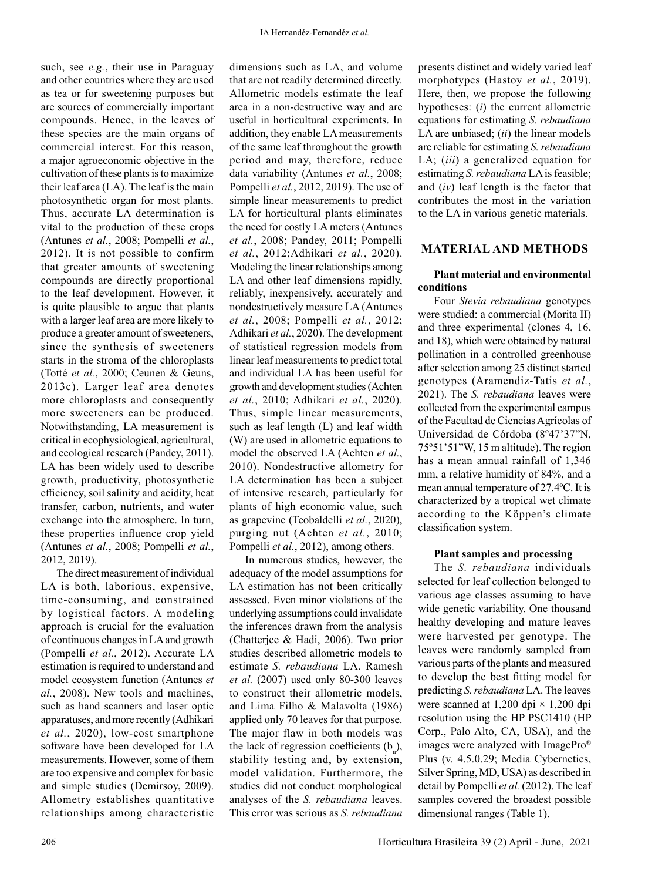such, see *e.g.*, their use in Paraguay and other countries where they are used as tea or for sweetening purposes but are sources of commercially important compounds. Hence, in the leaves of these species are the main organs of commercial interest. For this reason, a major agroeconomic objective in the cultivation of these plants is to maximize their leaf area (LA). The leaf is the main photosynthetic organ for most plants. Thus, accurate LA determination is vital to the production of these crops (Antunes *et al.*, 2008; Pompelli *et al.*, 2012). It is not possible to confirm that greater amounts of sweetening compounds are directly proportional to the leaf development. However, it is quite plausible to argue that plants with a larger leaf area are more likely to produce a greater amount of sweeteners, since the synthesis of sweeteners starts in the stroma of the chloroplasts (Totté *et al.*, 2000; Ceunen & Geuns, 2013c). Larger leaf area denotes more chloroplasts and consequently more sweeteners can be produced. Notwithstanding, LA measurement is critical in ecophysiological, agricultural, and ecological research (Pandey, 2011). LA has been widely used to describe growth, productivity, photosynthetic efficiency, soil salinity and acidity, heat transfer, carbon, nutrients, and water exchange into the atmosphere. In turn, these properties influence crop yield (Antunes *et al.*, 2008; Pompelli *et al.*, 2012, 2019).

The direct measurement of individual LA is both, laborious, expensive, time-consuming, and constrained by logistical factors. A modeling approach is crucial for the evaluation of continuous changes in LA and growth (Pompelli *et al.*, 2012). Accurate LA estimation is required to understand and model ecosystem function (Antunes *et al.*, 2008). New tools and machines, such as hand scanners and laser optic apparatuses, and more recently (Adhikari *et al.*, 2020), low-cost smartphone software have been developed for LA measurements. However, some of them are too expensive and complex for basic and simple studies (Demirsoy, 2009). Allometry establishes quantitative relationships among characteristic dimensions such as LA, and volume that are not readily determined directly. Allometric models estimate the leaf area in a non-destructive way and are useful in horticultural experiments. In addition, they enable LA measurements of the same leaf throughout the growth period and may, therefore, reduce data variability (Antunes *et al.*, 2008; Pompelli *et al.*, 2012, 2019). The use of simple linear measurements to predict LA for horticultural plants eliminates the need for costly LA meters (Antunes *et al.*, 2008; Pandey, 2011; Pompelli *et al.*, 2012;Adhikari *et al.*, 2020). Modeling the linear relationships among LA and other leaf dimensions rapidly, reliably, inexpensively, accurately and nondestructively measure LA (Antunes *et al.*, 2008; Pompelli *et al.*, 2012; Adhikari *et al.*, 2020). The development of statistical regression models from linear leaf measurements to predict total and individual LA has been useful for growth and development studies (Achten *et al.*, 2010; Adhikari *et al.*, 2020). Thus, simple linear measurements, such as leaf length (L) and leaf width (W) are used in allometric equations to model the observed LA (Achten *et al.*, 2010). Nondestructive allometry for LA determination has been a subject of intensive research, particularly for plants of high economic value, such as grapevine (Teobaldelli *et al.*, 2020), purging nut (Achten *et al.*, 2010; Pompelli *et al.*, 2012), among others.

In numerous studies, however, the adequacy of the model assumptions for LA estimation has not been critically assessed. Even minor violations of the underlying assumptions could invalidate the inferences drawn from the analysis (Chatterjee & Hadi, 2006). Two prior studies described allometric models to estimate *S. rebaudiana* LA. Ramesh *et al.* (2007) used only 80-300 leaves to construct their allometric models, and Lima Filho & Malavolta (1986) applied only 70 leaves for that purpose. The major flaw in both models was the lack of regression coefficients ($b_n$), stability testing and, by extension, model validation. Furthermore, the studies did not conduct morphological analyses of the *S. rebaudiana* leaves. This error was serious as *S. rebaudiana* presents distinct and widely varied leaf morphotypes (Hastoy *et al.*, 2019). Here, then, we propose the following hypotheses: (*i*) the current allometric equations for estimating *S. rebaudiana* LA are unbiased; (*ii*) the linear models are reliable for estimating *S. rebaudiana* LA; (*iii*) a generalized equation for estimating *S. rebaudiana* LA is feasible; and (*iv*) leaf length is the factor that contributes the most in the variation to the LA in various genetic materials.

## MATERIAL AND METHODS

### Plant material and environmental conditions

Four *Stevia rebaudiana* genotypes were studied: a commercial (Morita II) and three experimental (clones 4, 16, and 18), which were obtained by natural pollination in a controlled greenhouse after selection among 25 distinct started genotypes (Aramendiz-Tatis *et al.*, 2021). The *S. rebaudiana* leaves were collected from the experimental campus of the Facultad de Ciencias Agrícolas of Universidad de Córdoba (8º47'37"N, 75º51'51"W, 15 m altitude). The region has a mean annual rainfall of 1,346 mm, a relative humidity of 84%, and a mean annual temperature of 27.4ºC. It is characterized by a tropical wet climate according to the Köppen's climate classification system.

### Plant samples and processing

The *S. rebaudiana* individuals selected for leaf collection belonged to various age classes assuming to have wide genetic variability. One thousand healthy developing and mature leaves were harvested per genotype. The leaves were randomly sampled from various parts of the plants and measured to develop the best fitting model for predicting *S. rebaudiana* LA. The leaves were scanned at 1,200 dpi × 1,200 dpi resolution using the HP PSC1410 (HP Corp., Palo Alto, CA, USA), and the images were analyzed with ImagePro® Plus (v. 4.5.0.29; Media Cybernetics, Silver Spring, MD, USA) as described in detail by Pompelli *et al.* (2012). The leaf samples covered the broadest possible dimensional ranges (Table 1).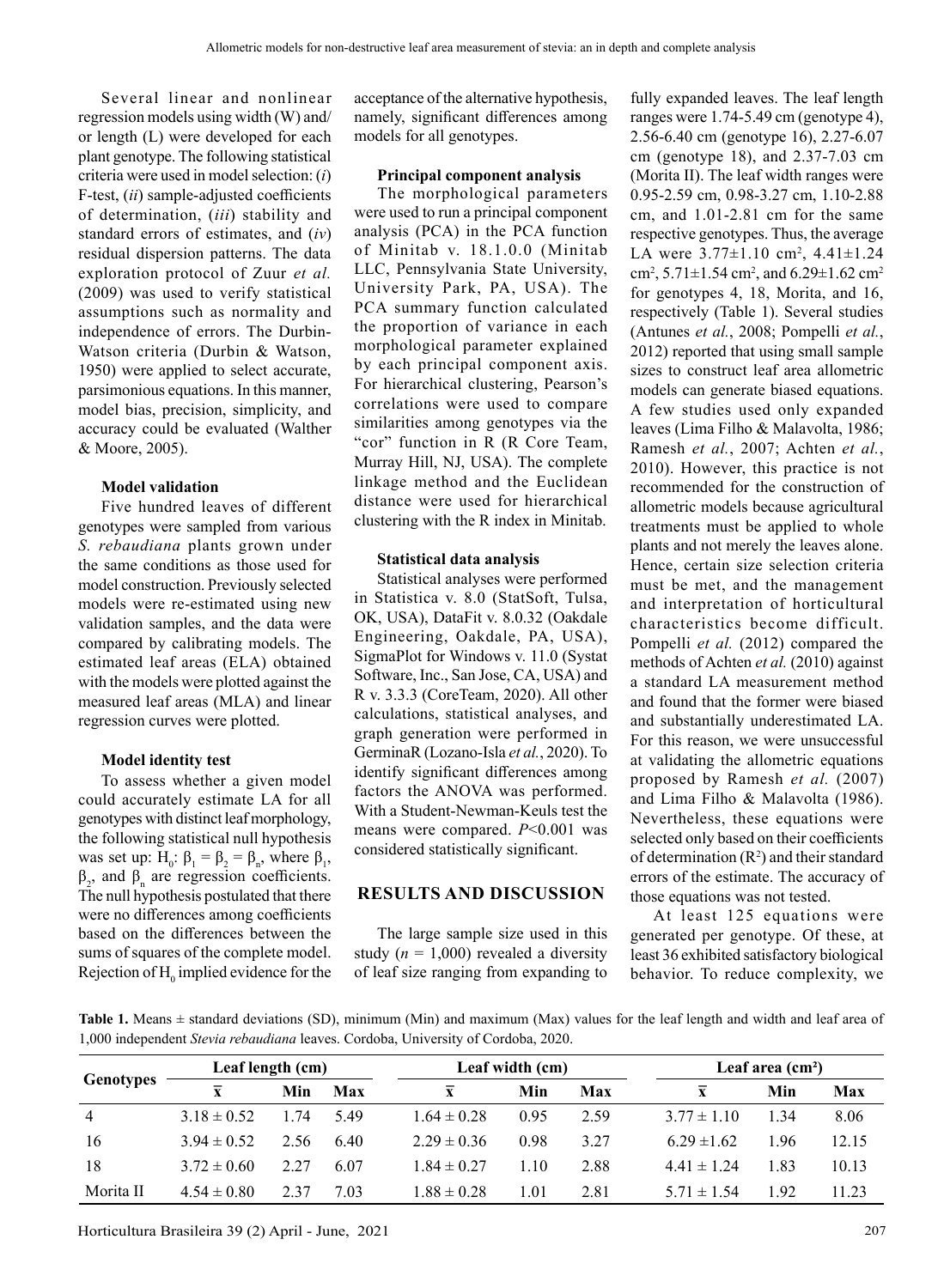Several linear and nonlinear regression models using width (W) and/or length (L) were developed for each plant genotype. The following statistical criteria were used in model selection: (*i*) F-test, (*ii*) sample-adjusted coefficients of determination, (*iii*) stability and standard errors of estimates, and (*iv*) residual dispersion patterns. The data exploration protocol of Zuur *et al.* (2009) was used to verify statistical assumptions such as normality and independence of errors. The Durbin-Watson criteria (Durbin & Watson, 1950) were applied to select accurate, parsimonious equations. In this manner, model bias, precision, simplicity, and accuracy could be evaluated (Walther & Moore, 2005).

**Model validation**

Five hundred leaves of different genotypes were sampled from various *S. rebaudiana* plants grown under the same conditions as those used for model construction. Previously selected models were re-estimated using new validation samples, and the data were compared by calibrating models. The estimated leaf areas (ELA) obtained with the models were plotted against the measured leaf areas (MLA) and linear regression curves were plotted.

**Model identity test**

To assess whether a given model could accurately estimate LA for all genotypes with distinct leaf morphology, the following statistical null hypothesis was set up: $H_0$: $\beta_1 = \beta_2 = \beta_n$, where $\beta_1$, $\beta_2$, and $\beta_n$ are regression coefficients. The null hypothesis postulated that there were no differences among coefficients based on the differences between the sums of squares of the complete model. Rejection of $H_0$ implied evidence for the acceptance of the alternative hypothesis, namely, significant differences among models for all genotypes.

**Principal component analysis**

The morphological parameters were used to run a principal component analysis (PCA) in the PCA function of Minitab v. 18.1.0.0 (Minitab LLC, Pennsylvania State University, University Park, PA, USA). The PCA summary function calculated the proportion of variance in each morphological parameter explained by each principal component axis. For hierarchical clustering, Pearson's correlations were used to compare similarities among genotypes via the "cor" function in R (R Core Team, Murray Hill, NJ, USA). The complete linkage method and the Euclidean distance were used for hierarchical clustering with the R index in Minitab.

**Statistical data analysis**

Statistical analyses were performed in Statistica v. 8.0 (StatSoft, Tulsa, OK, USA), DataFit v. 8.0.32 (Oakdale Engineering, Oakdale, PA, USA), SigmaPlot for Windows v. 11.0 (Systat Software, Inc., San Jose, CA, USA) and R v. 3.3.3 (CoreTeam, 2020). All other calculations, statistical analyses, and graph generation were performed in GerminaR (Lozano-Isla *et al.*, 2020). To identify significant differences among factors the ANOVA was performed. With a Student-Newman-Keuls test the means were compared. $P<0.001$ was considered statistically significant.

## RESULTS AND DISCUSSION

The large sample size used in this study ($n$ = 1,000) revealed a diversity of leaf size ranging from expanding to fully expanded leaves. The leaf length ranges were 1.74-5.49 cm (genotype 4), 2.56-6.40 cm (genotype 16), 2.27-6.07 cm (genotype 18), and 2.37-7.03 cm (Morita II). The leaf width ranges were 0.95-2.59 cm, 0.98-3.27 cm, 1.10-2.88 cm, and 1.01-2.81 cm for the same respective genotypes. Thus, the average LA were 3.77±1.10 cm², 4.41±1.24 cm², 5.71±1.54 cm², and 6.29±1.62 cm² for genotypes 4, 18, Morita, and 16, respectively (Table 1). Several studies (Antunes *et al.*, 2008; Pompelli *et al.*, 2012) reported that using small sample sizes to construct leaf area allometric models can generate biased equations. A few studies used only expanded leaves (Lima Filho & Malavolta, 1986; Ramesh *et al.*, 2007; Achten *et al.*, 2010). However, this practice is not recommended for the construction of allometric models because agricultural treatments must be applied to whole plants and not merely the leaves alone. Hence, certain size selection criteria must be met, and the management and interpretation of horticultural characteristics become difficult. Pompelli *et al.* (2012) compared the methods of Achten *et al.* (2010) against a standard LA measurement method and found that the former were biased and substantially underestimated LA. For this reason, we were unsuccessful at validating the allometric equations proposed by Ramesh *et al.* (2007) and Lima Filho & Malavolta (1986). Nevertheless, these equations were selected only based on their coefficients of determination ($R^2$) and their standard errors of the estimate. The accuracy of those equations was not tested.

At least 125 equations were generated per genotype. Of these, at least 36 exhibited satisfactory biological behavior. To reduce complexity, we

**Table 1.** Means ± standard deviations (SD), minimum (Min) and maximum (Max) values for the leaf length and width and leaf area of 1,000 independent *Stevia rebaudiana* leaves. Cordoba, University of Cordoba, 2020.

| Genotypes | Leaf length (cm) | | | Leaf width (cm) | | | Leaf area (cm²) | | |
|---|---|---|---|---|---|---|---|---|---|
| | $\bar{x}$ | Min | Max | $\bar{x}$ | Min | Max | $\bar{x}$ | Min | Max |
| 4 | 3.18 ± 0.52 | 1.74 | 5.49 | 1.64 ± 0.28 | 0.95 | 2.59 | 3.77 ± 1.10 | 1.34 | 8.06 |
| 16 | 3.94 ± 0.52 | 2.56 | 6.40 | 2.29 ± 0.36 | 0.98 | 3.27 | 6.29 ±1.62 | 1.96 | 12.15 |
| 18 | 3.72 ± 0.60 | 2.27 | 6.07 | 1.84 ± 0.27 | 1.10 | 2.88 | 4.41 ± 1.24 | 1.83 | 10.13 |
| Morita II | 4.54 ± 0.80 | 2.37 | 7.03 | 1.88 ± 0.28 | 1.01 | 2.81 | 5.71 ± 1.54 | 1.92 | 11.23 |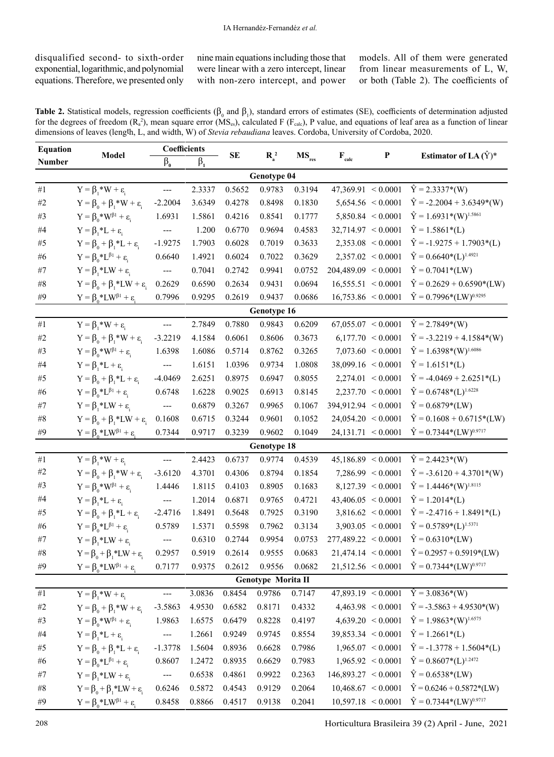disqualified second- to sixth-order exponential, logarithmic, and polynomial equations. Therefore, we presented only nine main equations including those that were linear with a zero intercept, linear with non-zero intercept, and power models. All of them were generated from linear measurements of L, W, or both (Table 2). The coefficients of

**Table 2.** Statistical models, regression coefficients ($\beta_0$ and $\beta_1$), standard errors of estimates (SE), coefficients of determination adjusted for the degrees of freedom ($R_a^2$), mean square error ($MS_{es}$), calculated F ($F_{calc}$), P value, and equations of leaf area as a function of linear dimensions of leaves (length, L, and width, W) of *Stevia rebaudiana* leaves. Cordoba, University of Cordoba, 2020.

| Equation Number | Model | Coefficients $\beta_0$ | $\beta_1$ | SE | $R_a^2$ | $MS_{res}$ | $F_{calc}$ | P | Estimator of LA ($\hat{Y}$)* |
|---|---|---|---|---|---|---|---|---|---|
| **Genotype 04** | | | | | | | | | |
| #1 | $Y = \beta_1 * W + \varepsilon_i$ | --- | 2.3337 | 0.5652 | 0.9783 | 0.3194 | 47,369.91 | < 0.0001 | $\hat{Y} = 2.3337*(W)$ |
| #2 | $Y = \beta_0 + \beta_1 * W + \varepsilon_i$ | -2.2004 | 3.6349 | 0.4278 | 0.8498 | 0.1830 | 5,654.56 | < 0.0001 | $\hat{Y} = -2.2004 + 3.6349*(W)$ |
| #3 | $Y = \beta_0 * W^{\beta 1} + \varepsilon_i$ | 1.6931 | 1.5861 | 0.4216 | 0.8541 | 0.1777 | 5,850.84 | < 0.0001 | $\hat{Y} = 1.6931*(W)^{1.5861}$ |
| #4 | $Y = \beta_1 * L + \varepsilon_i$ | --- | 1.200 | 0.6770 | 0.9694 | 0.4583 | 32,714.97 | < 0.0001 | $\hat{Y} = 1.5861*(L)$ |
| #5 | $Y = \beta_0 + \beta_1 * L + \varepsilon_i$ | -1.9275 | 1.7903 | 0.6028 | 0.7019 | 0.3633 | 2,353.08 | < 0.0001 | $\hat{Y} = -1.9275 + 1.7903*(L)$ |
| #6 | $Y = \beta_0 * L^{\beta 1} + \varepsilon_i$ | 0.6640 | 1.4921 | 0.6024 | 0.7022 | 0.3629 | 2,357.02 | < 0.0001 | $\hat{Y} = 0.6640*(L)^{1.4921}$ |
| #7 | $Y = \beta_1 * LW + \varepsilon_i$ | --- | 0.7041 | 0.2742 | 0.9941 | 0.0752 | 204,489.09 | < 0.0001 | $\hat{Y} = 0.7041*(LW)$ |
| #8 | $Y = \beta_0 + \beta_1 * LW + \varepsilon_i$ | 0.2629 | 0.6590 | 0.2634 | 0.9431 | 0.0694 | 16,555.51 | < 0.0001 | $\hat{Y} = 0.2629 + 0.6590*(LW)$ |
| #9 | $Y = \beta_0 * LW^{\beta 1} + \varepsilon_i$ | 0.7996 | 0.9295 | 0.2619 | 0.9437 | 0.0686 | 16,753.86 | < 0.0001 | $\hat{Y} = 0.7996*(LW)^{0.9295}$ |
| **Genotype 16** | | | | | | | | | |
| #1 | $Y = \beta_1 * W + \varepsilon_i$ | --- | 2.7849 | 0.7880 | 0.9843 | 0.6209 | 67,055.07 | < 0.0001 | $\hat{Y} = 2.7849*(W)$ |
| #2 | $Y = \beta_0 + \beta_1 * W + \varepsilon_i$ | -3.2219 | 4.1584 | 0.6061 | 0.8606 | 0.3673 | 6,177.70 | < 0.0001 | $\hat{Y} = -3.2219 + 4.1584*(W)$ |
| #3 | $Y = \beta_0 * W^{\beta 1} + \varepsilon_i$ | 1.6398 | 1.6086 | 0.5714 | 0.8762 | 0.3265 | 7,073.60 | < 0.0001 | $\hat{Y} = 1.6398*(W)^{1.6086}$ |
| #4 | $Y = \beta_1 * L + \varepsilon_i$ | --- | 1.6151 | 1.0396 | 0.9734 | 1.0808 | 38,099.16 | < 0.0001 | $\hat{Y} = 1.6151*(L)$ |
| #5 | $Y = \beta_0 + \beta_1 * L + \varepsilon_i$ | -4.0469 | 2.6251 | 0.8975 | 0.6947 | 0.8055 | 2,274.01 | < 0.0001 | $\hat{Y} = -4.0469 + 2.6251*(L)$ |
| #6 | $Y = \beta_0 * L^{\beta 1} + \varepsilon_i$ | 0.6748 | 1.6228 | 0.9025 | 0.6913 | 0.8145 | 2,237.70 | < 0.0001 | $\hat{Y} = 0.6748*(L)^{1.6228}$ |
| #7 | $Y = \beta_1 * LW + \varepsilon_i$ | --- | 0.6879 | 0.3267 | 0.9965 | 0.1067 | 394,912.94 | < 0.0001 | $\hat{Y} = 0.6879*(LW)$ |
| #8 | $Y = \beta_0 + \beta_1 * LW + \varepsilon_i$ | 0.1608 | 0.6715 | 0.3244 | 0.9601 | 0.1052 | 24,054.20 | < 0.0001 | $\hat{Y} = 0.1608 + 0.6715*(LW)$ |
| #9 | $Y = \beta_0 * LW^{\beta 1} + \varepsilon_i$ | 0.7344 | 0.9717 | 0.3239 | 0.9602 | 0.1049 | 24,131.71 | < 0.0001 | $\hat{Y} = 0.7344*(LW)^{0.9717}$ |
| **Genotype 18** | | | | | | | | | |
| #1 | $Y = \beta_1 * W + \varepsilon_i$ | --- | 2.4423 | 0.6737 | 0.9774 | 0.4539 | 45,186.89 | < 0.0001 | $\hat{Y} = 2.4423*(W)$ |
| #2 | $Y = \beta_0 + \beta_1 * W + \varepsilon_i$ | -3.6120 | 4.3701 | 0.4306 | 0.8794 | 0.1854 | 7,286.99 | < 0.0001 | $\hat{Y} = -3.6120 + 4.3701*(W)$ |
| #3 | $Y = \beta_0 * W^{\beta 1} + \varepsilon_i$ | 1.4446 | 1.8115 | 0.4103 | 0.8905 | 0.1683 | 8,127.39 | < 0.0001 | $\hat{Y} = 1.4446*(W)^{1.8115}$ |
| #4 | $Y = \beta_1 * L + \varepsilon_i$ | --- | 1.2014 | 0.6871 | 0.9765 | 0.4721 | 43,406.05 | < 0.0001 | $\hat{Y} = 1.2014*(L)$ |
| #5 | $Y = \beta_0 + \beta_1 * L + \varepsilon_i$ | -2.4716 | 1.8491 | 0.5648 | 0.7925 | 0.3190 | 3,816.62 | < 0.0001 | $\hat{Y} = -2.4716 + 1.8491*(L)$ |
| #6 | $Y = \beta_0 * L^{\beta 1} + \varepsilon_i$ | 0.5789 | 1.5371 | 0.5598 | 0.7962 | 0.3134 | 3,903.05 | < 0.0001 | $\hat{Y} = 0.5789*(L)^{1.5371}$ |
| #7 | $Y = \beta_1 * LW + \varepsilon_i$ | --- | 0.6310 | 0.2744 | 0.9954 | 0.0753 | 277,489.22 | < 0.0001 | $\hat{Y} = 0.6310*(LW)$ |
| #8 | $Y = \beta_0 + \beta_1 * LW + \varepsilon_i$ | 0.2957 | 0.5919 | 0.2614 | 0.9555 | 0.0683 | 21,474.14 | < 0.0001 | $\hat{Y} = 0.2957 + 0.5919*(LW)$ |
| #9 | $Y = \beta_0 * LW^{\beta 1} + \varepsilon_i$ | 0.7177 | 0.9375 | 0.2612 | 0.9556 | 0.0682 | 21,512.56 | < 0.0001 | $\hat{Y} = 0.7344*(LW)^{0.9717}$ |
| **Genotype Morita II** | | | | | | | | | |
| #1 | $Y = \beta_1 * W + \varepsilon_i$ | --- | 3.0836 | 0.8454 | 0.9786 | 0.7147 | 47,893.19 | < 0.0001 | $\hat{Y} = 3.0836*(W)$ |
| #2 | $Y = \beta_0 + \beta_1 * W + \varepsilon_i$ | -3.5863 | 4.9530 | 0.6582 | 0.8171 | 0.4332 | 4,463.98 | < 0.0001 | $\hat{Y} = -3.5863 + 4.9530*(W)$ |
| #3 | $Y = \beta_0 * W^{\beta 1} + \varepsilon_i$ | 1.9863 | 1.6575 | 0.6479 | 0.8228 | 0.4197 | 4,639.20 | < 0.0001 | $\hat{Y} = 1.9863*(W)^{1.6575}$ |
| #4 | $Y = \beta_1 * L + \varepsilon_i$ | --- | 1.2661 | 0.9249 | 0.9745 | 0.8554 | 39,853.34 | < 0.0001 | $\hat{Y} = 1.2661*(L)$ |
| #5 | $Y = \beta_0 + \beta_1 * L + \varepsilon_i$ | -1.3778 | 1.5604 | 0.8936 | 0.6628 | 0.7986 | 1,965.07 | < 0.0001 | $\hat{Y} = -1.3778 + 1.5604*(L)$ |
| #6 | $Y = \beta_0 * L^{\beta 1} + \varepsilon_i$ | 0.8607 | 1.2472 | 0.8935 | 0.6629 | 0.7983 | 1,965.92 | < 0.0001 | $\hat{Y} = 0.8607*(L)^{1.2472}$ |
| #7 | $Y = \beta_1 * LW + \varepsilon_i$ | --- | 0.6538 | 0.4861 | 0.9922 | 0.2363 | 146,893.27 | < 0.0001 | $\hat{Y} = 0.6538*(LW)$ |
| #8 | $Y = \beta_0 + \beta_1 * LW + \varepsilon_i$ | 0.6246 | 0.5872 | 0.4543 | 0.9129 | 0.2064 | 10,468.67 | < 0.0001 | $\hat{Y} = 0.6246 + 0.5872*(LW)$ |
| #9 | $Y = \beta_0 * LW^{\beta 1} + \varepsilon_i$ | 0.8458 | 0.8866 | 0.4517 | 0.9138 | 0.2041 | 10,597.18 | < 0.0001 | $\hat{Y} = 0.7344*(LW)^{0.9717}$ |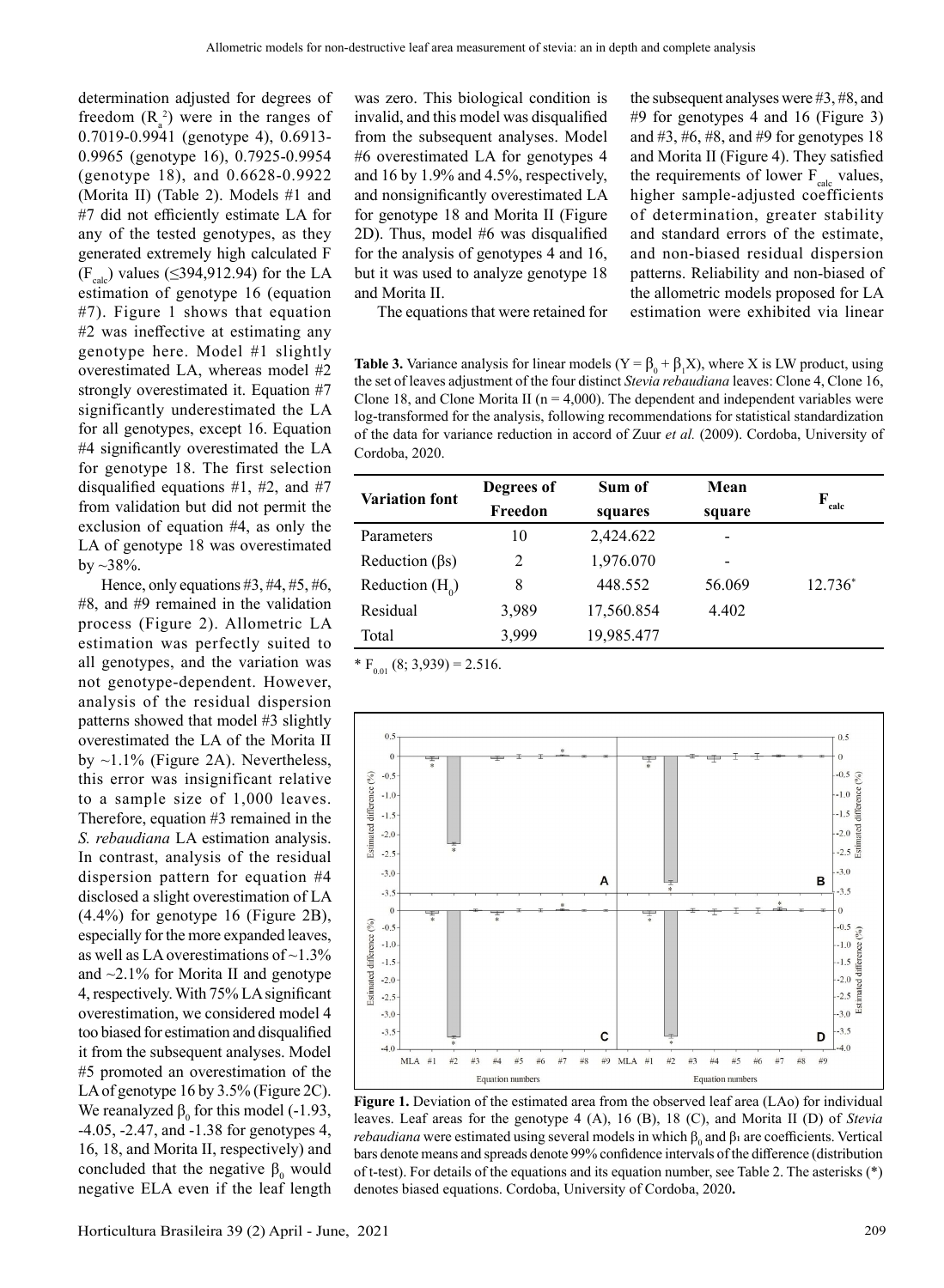determination adjusted for degrees of freedom ($R_a^2$) were in the ranges of 0.7019-0.9941 (genotype 4), 0.6913-0.9965 (genotype 16), 0.7925-0.9954 (genotype 18), and 0.6628-0.9922 (Morita II) (Table 2). Models #1 and #7 did not efficiently estimate LA for any of the tested genotypes, as they generated extremely high calculated F ($F_{calc}$) values (≤394,912.94) for the LA estimation of genotype 16 (equation #7). Figure 1 shows that equation #2 was ineffective at estimating any genotype here. Model #1 slightly overestimated LA, whereas model #2 strongly overestimated it. Equation #7 significantly underestimated the LA for all genotypes, except 16. Equation #4 significantly overestimated the LA for genotype 18. The first selection disqualified equations #1, #2, and #7 from validation but did not permit the exclusion of equation #4, as only the LA of genotype 18 was overestimated by ~38%.

Hence, only equations #3, #4, #5, #6, #8, and #9 remained in the validation process (Figure 2). Allometric LA estimation was perfectly suited to all genotypes, and the variation was not genotype-dependent. However, analysis of the residual dispersion patterns showed that model #3 slightly overestimated the LA of the Morita II by ~1.1% (Figure 2A). Nevertheless, this error was insignificant relative to a sample size of 1,000 leaves. Therefore, equation #3 remained in the *S. rebaudiana* LA estimation analysis. In contrast, analysis of the residual dispersion pattern for equation #4 disclosed a slight overestimation of LA (4.4%) for genotype 16 (Figure 2B), especially for the more expanded leaves, as well as LA overestimations of ~1.3% and ~2.1% for Morita II and genotype 4, respectively. With 75% LA significant overestimation, we considered model 4 too biased for estimation and disqualified it from the subsequent analyses. Model #5 promoted an overestimation of the LA of genotype 16 by 3.5% (Figure 2C). We reanalyzed $\beta_0$ for this model (-1.93, -4.05, -2.47, and -1.38 for genotypes 4, 16, 18, and Morita II, respectively) and concluded that the negative $\beta_0$ would negative ELA even if the leaf length was zero. This biological condition is invalid, and this model was disqualified from the subsequent analyses. Model #6 overestimated LA for genotypes 4 and 16 by 1.9% and 4.5%, respectively, and nonsignificantly overestimated LA for genotype 18 and Morita II (Figure 2D). Thus, model #6 was disqualified for the analysis of genotypes 4 and 16, but it was used to analyze genotype 18 and Morita II.

The equations that were retained for the subsequent analyses were #3, #8, and #9 for genotypes 4 and 16 (Figure 3) and #3, #6, #8, and #9 for genotypes 18 and Morita II (Figure 4). They satisfied the requirements of lower $F_{calc}$ values, higher sample-adjusted coefficients of determination, greater stability and standard errors of the estimate, and non-biased residual dispersion patterns. Reliability and non-biased of the allometric models proposed for LA estimation were exhibited via linear

**Table 3.** Variance analysis for linear models ($Y = \beta_0 + \beta_1 X$), where X is LW product, using the set of leaves adjustment of the four distinct *Stevia rebaudiana* leaves: Clone 4, Clone 16, Clone 18, and Clone Morita II (n = 4,000). The dependent and independent variables were log-transformed for the analysis, following recommendations for statistical standardization of the data for variance reduction in accord of Zuur *et al.* (2009). Cordoba, University of Cordoba, 2020.

| Variation font | Degrees of Freedon | Sum of squares | Mean square | $F_{calc}$ |
|---|---|---|---|---|
| Parameters | 10 | 2,424.622 | - | |
| Reduction (βs) | 2 | 1,976.070 | - | |
| Reduction ($H_0$) | 8 | 448.552 | 56.069 | 12.736* |
| Residual | 3,989 | 17,560.854 | 4.402 | |
| Total | 3,999 | 19,985.477 | | |

* $F_{0.01}$ (8; 3,939) = 2.516.

**Figure 1.** Deviation of the estimated area from the observed leaf area (LAo) for individual leaves. Leaf areas for the genotype 4 (A), 16 (B), 18 (C), and Morita II (D) of *Stevia rebaudiana* were estimated using several models in which $\beta_0$ and $\beta_1$ are coefficients. Vertical bars denote means and spreads denote 99% confidence intervals of the difference (distribution of t-test). For details of the equations and its equation number, see Table 2. The asterisks (*) denotes biased equations. Cordoba, University of Cordoba, 2020.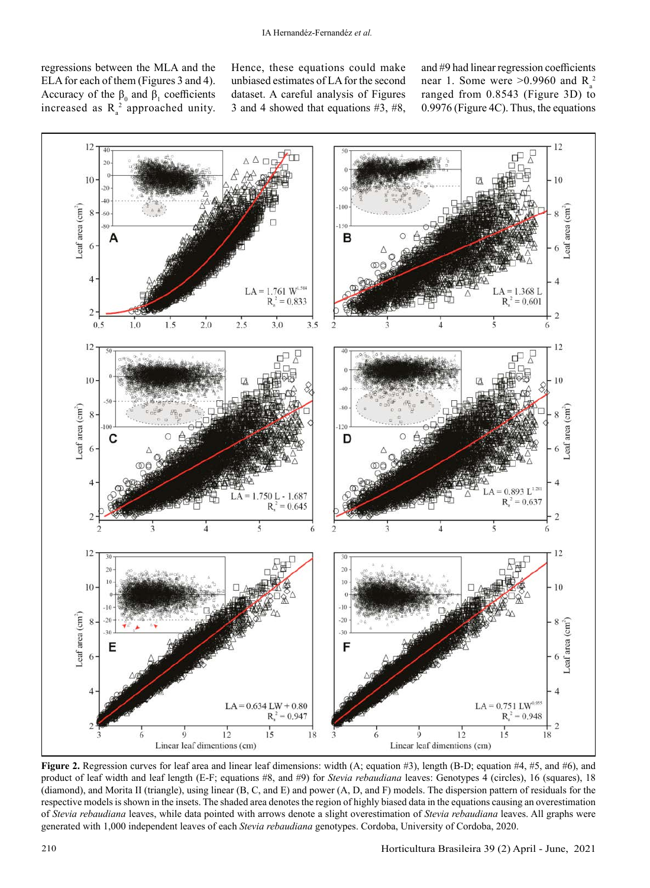regressions between the MLA and the ELA for each of them (Figures 3 and 4). Accuracy of the $\beta_0$ and $\beta_1$ coefficients increased as $R_a^2$ approached unity. Hence, these equations could make unbiased estimates of LA for the second dataset. A careful analysis of Figures 3 and 4 showed that equations #3, #8, and #9 had linear regression coefficients near 1. Some were >0.9960 and $R_a^2$ ranged from 0.8543 (Figure 3D) to 0.9976 (Figure 4C). Thus, the equations

**Figure 2.** Regression curves for leaf area and linear leaf dimensions: width (A; equation #3), length (B-D; equation #4, #5, and #6), and product of leaf width and leaf length (E-F; equations #8, and #9) for *Stevia rebaudiana* leaves: Genotypes 4 (circles), 16 (squares), 18 (diamond), and Morita II (triangle), using linear (B, C, and E) and power (A, D, and F) models. The dispersion pattern of residuals for the respective models is shown in the insets. The shaded area denotes the region of highly biased data in the equations causing an overestimation of *Stevia rebaudiana* leaves, while data pointed with arrows denote a slight overestimation of *Stevia rebaudiana* leaves. All graphs were generated with 1,000 independent leaves of each *Stevia rebaudiana* genotypes. Cordoba, University of Cordoba, 2020.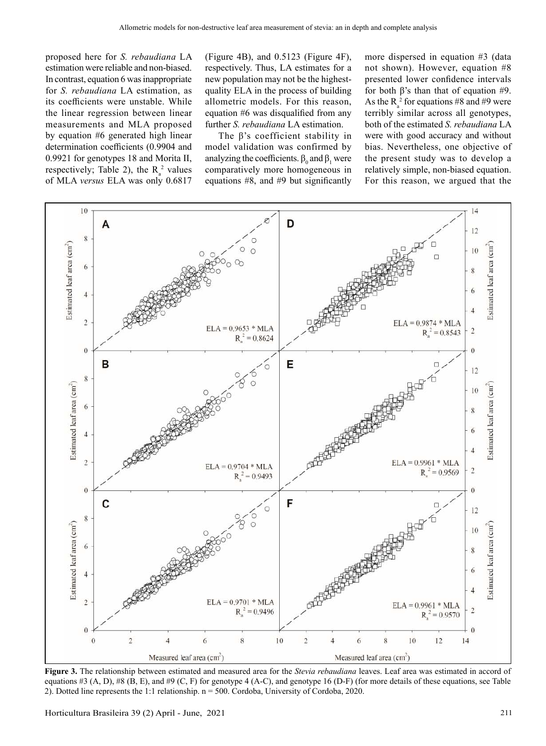proposed here for *S. rebaudiana* LA estimation were reliable and non-biased. In contrast, equation 6 was inappropriate for *S. rebaudiana* LA estimation, as its coefficients were unstable. While the linear regression between linear measurements and MLA proposed by equation #6 generated high linear determination coefficients (0.9904 and 0.9921 for genotypes 18 and Morita II, respectively; Table 2), the $R_a^2$ values of MLA *versus* ELA was only 0.6817 (Figure 4B), and 0.5123 (Figure 4F), respectively. Thus, LA estimates for a new population may not be the highest-quality ELA in the process of building allometric models. For this reason, equation #6 was disqualified from any further *S. rebaudiana* LA estimation.

The β's coefficient stability in model validation was confirmed by analyzing the coefficients. $\beta_0$ and $\beta_1$ were comparatively more homogeneous in equations #8, and #9 but significantly more dispersed in equation #3 (data not shown). However, equation #8 presented lower confidence intervals for both β's than that of equation #9. As the $R_a^2$ for equations #8 and #9 were terribly similar across all genotypes, both of the estimated *S. rebaudiana* LA were with good accuracy and without bias. Nevertheless, one objective of the present study was to develop a relatively simple, non-biased equation. For this reason, we argued that the

**Figure 3.** The relationship between estimated and measured area for the *Stevia rebaudiana* leaves. Leaf area was estimated in accord of equations #3 (A, D), #8 (B, E), and #9 (C, F) for genotype 4 (A-C), and genotype 16 (D-F) (for more details of these equations, see Table 2). Dotted line represents the 1:1 relationship. n = 500. Cordoba, University of Cordoba, 2020.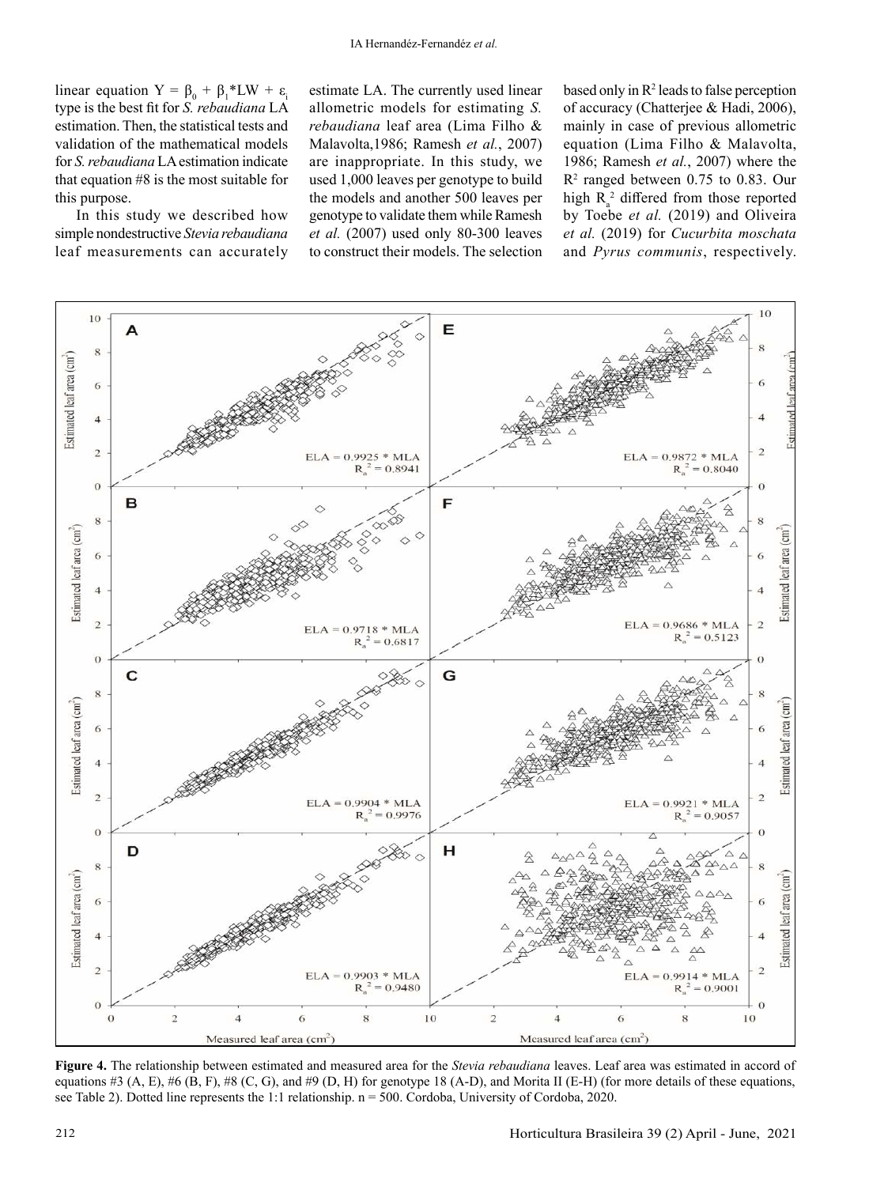linear equation $Y = \beta_0 + \beta_1 * LW + \varepsilon_i$ type is the best fit for *S. rebaudiana* LA estimation. Then, the statistical tests and validation of the mathematical models for *S. rebaudiana* LA estimation indicate that equation #8 is the most suitable for this purpose.

In this study we described how simple nondestructive *Stevia rebaudiana* leaf measurements can accurately estimate LA. The currently used linear allometric models for estimating *S. rebaudiana* leaf area (Lima Filho & Malavolta,1986; Ramesh *et al.*, 2007) are inappropriate. In this study, we used 1,000 leaves per genotype to build the models and another 500 leaves per genotype to validate them while Ramesh *et al.* (2007) used only 80-300 leaves to construct their models. The selection based only in $R^2$ leads to false perception of accuracy (Chatterjee & Hadi, 2006), mainly in case of previous allometric equation (Lima Filho & Malavolta, 1986; Ramesh *et al.*, 2007) where the $R^2$ ranged between 0.75 to 0.83. Our high $R_a^2$ differed from those reported by Toebe *et al.* (2019) and Oliveira *et al.* (2019) for *Cucurbita moschata* and *Pyrus communis*, respectively.

**Figure 4.** The relationship between estimated and measured area for the *Stevia rebaudiana* leaves. Leaf area was estimated in accord of equations #3 (A, E), #6 (B, F), #8 (C, G), and #9 (D, H) for genotype 18 (A-D), and Morita II (E-H) (for more details of these equations, see Table 2). Dotted line represents the 1:1 relationship. n = 500. Cordoba, University of Cordoba, 2020.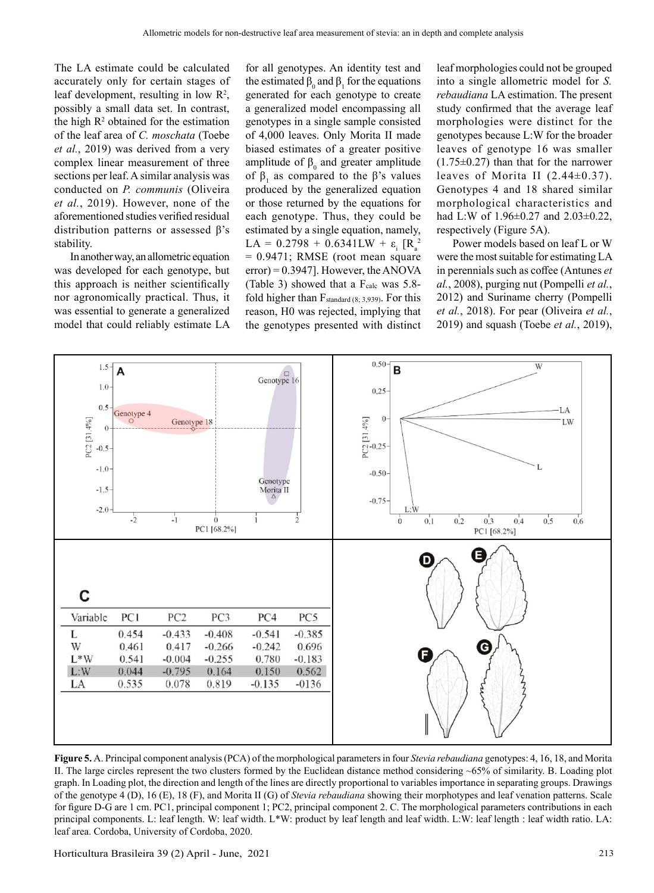The LA estimate could be calculated accurately only for certain stages of leaf development, resulting in low $R^2$, possibly a small data set. In contrast, the high $R^2$ obtained for the estimation of the leaf area of *C. moschata* (Toebe *et al.*, 2019) was derived from a very complex linear measurement of three sections per leaf. A similar analysis was conducted on *P. communis* (Oliveira *et al.*, 2019). However, none of the aforementioned studies verified residual distribution patterns or assessed β's stability.

In another way, an allometric equation was developed for each genotype, but this approach is neither scientifically nor agronomically practical. Thus, it was essential to generate a generalized model that could reliably estimate LA for all genotypes. An identity test and the estimated $\beta_0$ and $\beta_1$ for the equations generated for each genotype to create a generalized model encompassing all genotypes in a single sample consisted of 4,000 leaves. Only Morita II made biased estimates of a greater positive amplitude of $\beta_0$ and greater amplitude of $\beta_1$ as compared to the β's values produced by the generalized equation or those returned by the equations for each genotype. Thus, they could be estimated by a single equation, namely, $LA = 0.2798 + 0.6341LW + \varepsilon_i$ [$R_a^2 = 0.9471$; RMSE (root mean square error) = 0.3947]. However, the ANOVA (Table 3) showed that a $F_{calc}$ was 5.8-fold higher than $F_{standard\ (8;\ 3,939)}$. For this reason, H0 was rejected, implying that the genotypes presented with distinct leaf morphologies could not be grouped into a single allometric model for *S. rebaudiana* LA estimation. The present study confirmed that the average leaf morphologies were distinct for the genotypes because L:W for the broader leaves of genotype 16 was smaller (1.75±0.27) than that for the narrower leaves of Morita II (2.44±0.37). Genotypes 4 and 18 shared similar morphological characteristics and had L:W of 1.96±0.27 and 2.03±0.22, respectively (Figure 5A).

Power models based on leaf L or W were the most suitable for estimating LA in perennials such as coffee (Antunes *et al.*, 2008), purging nut (Pompelli *et al.*, 2012) and Suriname cherry (Pompelli *et al.*, 2018). For pear (Oliveira *et al.*, 2019) and squash (Toebe *et al.*, 2019),

| Variable | PC1 | PC2 | PC3 | PC4 | PC5 |
|---|---|---|---|---|---|
| L | 0.454 | -0.433 | -0.408 | -0.541 | -0.385 |
| W | 0.461 | 0.417 | -0.266 | -0.242 | 0.696 |
| L*W | 0.541 | -0.004 | -0.255 | 0.780 | -0.183 |
| L:W | 0.044 | -0.795 | 0.164 | 0.150 | 0.562 |
| LA | 0.535 | 0.078 | 0.819 | -0.135 | -0136 |

**Figure 5.** A. Principal component analysis (PCA) of the morphological parameters in four *Stevia rebaudiana* genotypes: 4, 16, 18, and Morita II. The large circles represent the two clusters formed by the Euclidean distance method considering ~65% of similarity. B. Loading plot graph. In Loading plot, the direction and length of the lines are directly proportional to variables importance in separating groups. Drawings of the genotype 4 (D), 16 (E), 18 (F), and Morita II (G) of *Stevia rebaudiana* showing their morphotypes and leaf venation patterns. Scale for figure D-G are 1 cm. PC1, principal component 1; PC2, principal component 2. C. The morphological parameters contributions in each principal components. L: leaf length. W: leaf width. L*W: product by leaf length and leaf width. L:W: leaf length : leaf width ratio. LA: leaf area. Cordoba, University of Cordoba, 2020.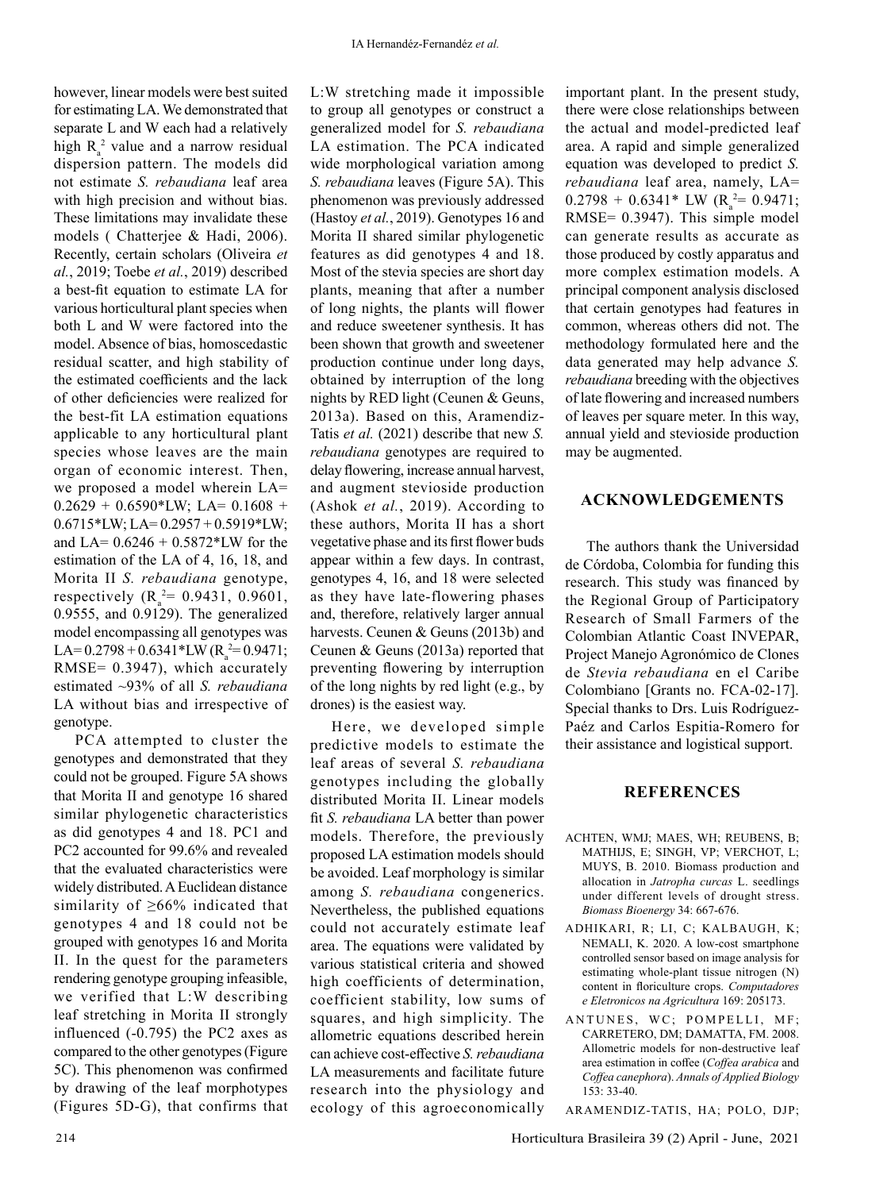however, linear models were best suited for estimating LA. We demonstrated that separate L and W each had a relatively high $R_a^2$ value and a narrow residual dispersion pattern. The models did not estimate *S. rebaudiana* leaf area with high precision and without bias. These limitations may invalidate these models ( Chatterjee & Hadi, 2006). Recently, certain scholars (Oliveira *et al.*, 2019; Toebe *et al.*, 2019) described a best-fit equation to estimate LA for various horticultural plant species when both L and W were factored into the model. Absence of bias, homoscedastic residual scatter, and high stability of the estimated coefficients and the lack of other deficiencies were realized for the best-fit LA estimation equations applicable to any horticultural plant species whose leaves are the main organ of economic interest. Then, we proposed a model wherein LA= 0.2629 + 0.6590*LW; LA= 0.1608 + 0.6715*LW; LA= 0.2957 + 0.5919*LW; and LA= 0.6246 + 0.5872*LW for the estimation of the LA of 4, 16, 18, and Morita II *S. rebaudiana* genotype, respectively ($R_a^2$= 0.9431, 0.9601, 0.9555, and 0.9129). The generalized model encompassing all genotypes was LA= 0.2798 + 0.6341*LW ($R_a^2$= 0.9471; RMSE= 0.3947), which accurately estimated ~93% of all *S. rebaudiana* LA without bias and irrespective of genotype.

PCA attempted to cluster the genotypes and demonstrated that they could not be grouped. Figure 5A shows that Morita II and genotype 16 shared similar phylogenetic characteristics as did genotypes 4 and 18. PC1 and PC2 accounted for 99.6% and revealed that the evaluated characteristics were widely distributed. A Euclidean distance similarity of ≥66% indicated that genotypes 4 and 18 could not be grouped with genotypes 16 and Morita II. In the quest for the parameters rendering genotype grouping infeasible, we verified that L:W describing leaf stretching in Morita II strongly influenced (-0.795) the PC2 axes as compared to the other genotypes (Figure 5C). This phenomenon was confirmed by drawing of the leaf morphotypes (Figures 5D-G), that confirms that L:W stretching made it impossible to group all genotypes or construct a generalized model for *S. rebaudiana* LA estimation. The PCA indicated wide morphological variation among *S. rebaudiana* leaves (Figure 5A). This phenomenon was previously addressed (Hastoy *et al.*, 2019). Genotypes 16 and Morita II shared similar phylogenetic features as did genotypes 4 and 18. Most of the stevia species are short day plants, meaning that after a number of long nights, the plants will flower and reduce sweetener synthesis. It has been shown that growth and sweetener production continue under long days, obtained by interruption of the long nights by RED light (Ceunen & Geuns, 2013a). Based on this, Aramendiz-Tatis *et al.* (2021) describe that new *S. rebaudiana* genotypes are required to delay flowering, increase annual harvest, and augment stevioside production (Ashok *et al.*, 2019). According to these authors, Morita II has a short vegetative phase and its first flower buds appear within a few days. In contrast, genotypes 4, 16, and 18 were selected as they have late-flowering phases and, therefore, relatively larger annual harvests. Ceunen & Geuns (2013b) and Ceunen & Geuns (2013a) reported that preventing flowering by interruption of the long nights by red light (e.g., by drones) is the easiest way.

Here, we developed simple predictive models to estimate the leaf areas of several *S. rebaudiana* genotypes including the globally distributed Morita II. Linear models fit *S. rebaudiana* LA better than power models. Therefore, the previously proposed LA estimation models should be avoided. Leaf morphology is similar among *S. rebaudiana* congenerics. Nevertheless, the published equations could not accurately estimate leaf area. The equations were validated by various statistical criteria and showed high coefficients of determination, coefficient stability, low sums of squares, and high simplicity. The allometric equations described herein can achieve cost-effective *S. rebaudiana* LA measurements and facilitate future research into the physiology and ecology of this agroeconomically important plant. In the present study, there were close relationships between the actual and model-predicted leaf area. A rapid and simple generalized equation was developed to predict *S. rebaudiana* leaf area, namely, LA= 0.2798 + 0.6341* LW ($R_a^2$= 0.9471; RMSE= 0.3947). This simple model can generate results as accurate as those produced by costly apparatus and more complex estimation models. A principal component analysis disclosed that certain genotypes had features in common, whereas others did not. The methodology formulated here and the data generated may help advance *S. rebaudiana* breeding with the objectives of late flowering and increased numbers of leaves per square meter. In this way, annual yield and stevioside production may be augmented.

## ACKNOWLEDGEMENTS

The authors thank the Universidad de Córdoba, Colombia for funding this research. This study was financed by the Regional Group of Participatory Research of Small Farmers of the Colombian Atlantic Coast INVEPAR, Project Manejo Agronómico de Clones de *Stevia rebaudiana* en el Caribe Colombiano [Grants no. FCA-02-17]. Special thanks to Drs. Luis Rodríguez-Paéz and Carlos Espitia-Romero for their assistance and logistical support.

## REFERENCES

ACHTEN, WMJ; MAES, WH; REUBENS, B; MATHIJS, E; SINGH, VP; VERCHOT, L; MUYS, B. 2010. Biomass production and allocation in *Jatropha curcas* L. seedlings under different levels of drought stress. *Biomass Bioenergy* 34: 667-676.

ADHIKARI, R; LI, C; KALBAUGH, K; NEMALI, K. 2020. A low-cost smartphone controlled sensor based on image analysis for estimating whole-plant tissue nitrogen (N) content in floriculture crops. *Computadores e Eletronicos na Agricultura* 169: 205173.

ANTUNES, WC; POMPELLI, MF; CARRETERO, DM; DAMATTA, FM. 2008. Allometric models for non-destructive leaf area estimation in coffee (*Coffea arabica* and *Coffea canephora*). *Annals of Applied Biology* 153: 33-40.

ARAMENDIZ-TATIS, HA; POLO, DJP;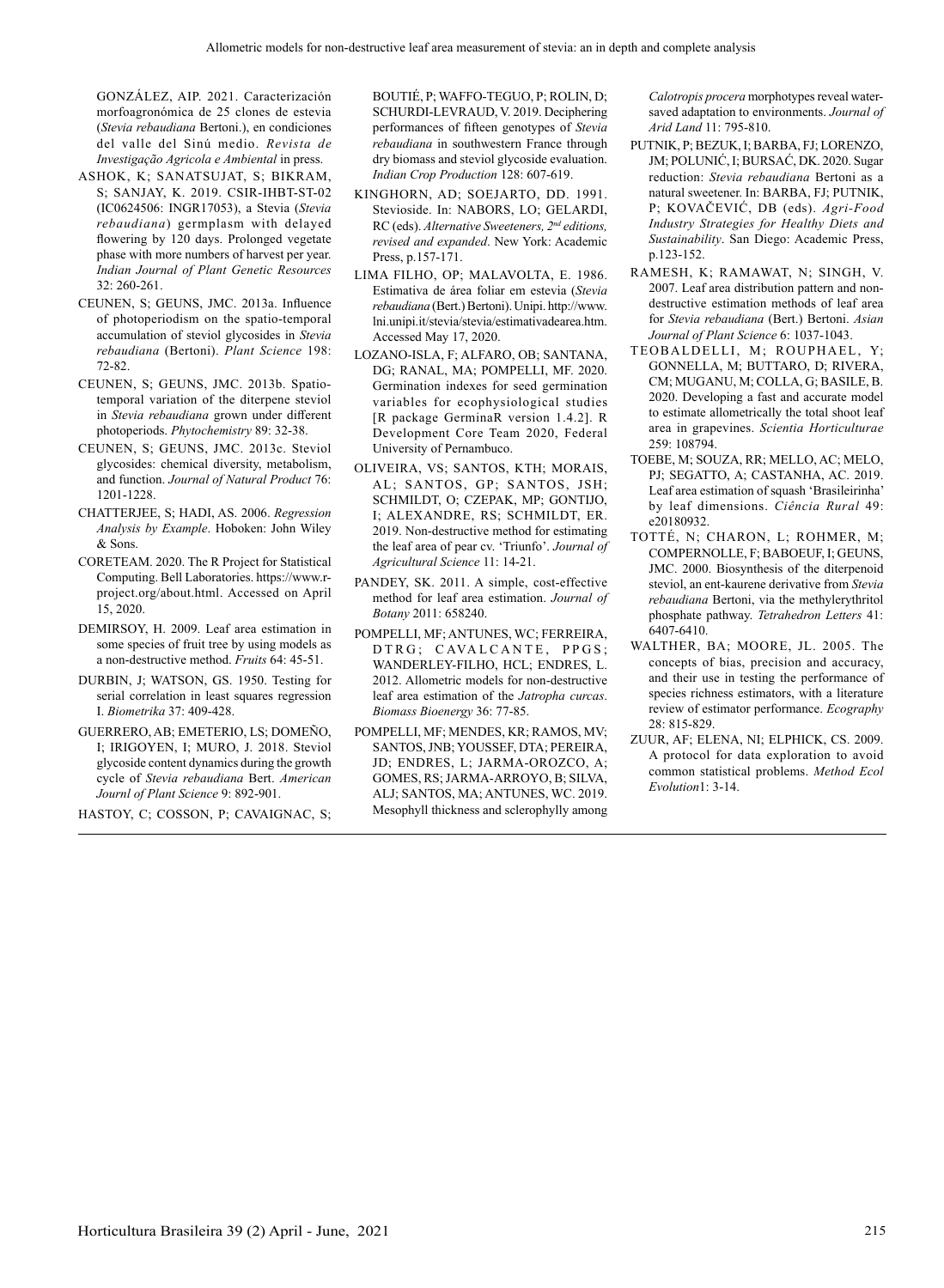GONZÁLEZ, AIP. 2021. Caracterización morfoagronómica de 25 clones de estevia (*Stevia rebaudiana* Bertoni.), en condiciones del valle del Sinú medio. *Revista de Investigação Agricola e Ambiental* in press.

ASHOK, K; SANATSUJAT, S; BIKRAM, S; SANJAY, K. 2019. CSIR-IHBT-ST-02 (IC0624506: INGR17053), a Stevia (*Stevia rebaudiana*) germplasm with delayed flowering by 120 days. Prolonged vegetate phase with more numbers of harvest per year. *Indian Journal of Plant Genetic Resources* 32: 260-261.

CEUNEN, S; GEUNS, JMC. 2013a. Influence of photoperiodism on the spatio-temporal accumulation of steviol glycosides in *Stevia rebaudiana* (Bertoni). *Plant Science* 198: 72-82.

CEUNEN, S; GEUNS, JMC. 2013b. Spatio-temporal variation of the diterpene steviol in *Stevia rebaudiana* grown under different photoperiods. *Phytochemistry* 89: 32-38.

CEUNEN, S; GEUNS, JMC. 2013c. Steviol glycosides: chemical diversity, metabolism, and function. *Journal of Natural Product* 76: 1201-1228.

CHATTERJEE, S; HADI, AS. 2006. *Regression Analysis by Example*. Hoboken: John Wiley & Sons.

CORETEAM. 2020. The R Project for Statistical Computing. Bell Laboratories. https://www.r-project.org/about.html. Accessed on April 15, 2020.

DEMIRSOY, H. 2009. Leaf area estimation in some species of fruit tree by using models as a non-destructive method. *Fruits* 64: 45-51.

DURBIN, J; WATSON, GS. 1950. Testing for serial correlation in least squares regression I. *Biometrika* 37: 409-428.

GUERRERO, AB; EMETERIO, LS; DOMEÑO, I; IRIGOYEN, I; MURO, J. 2018. Steviol glycoside content dynamics during the growth cycle of *Stevia rebaudiana* Bert. *American Journl of Plant Science* 9: 892-901.

HASTOY, C; COSSON, P; CAVAIGNAC, S; BOUTIÉ, P; WAFFO-TEGUO, P; ROLIN, D; SCHURDI-LEVRAUD, V. 2019. Deciphering performances of fifteen genotypes of *Stevia rebaudiana* in southwestern France through dry biomass and steviol glycoside evaluation. *Indian Crop Production* 128: 607-619.

KINGHORN, AD; SOEJARTO, DD. 1991. Stevioside. In: NABORS, LO; GELARDI, RC (eds). *Alternative Sweeteners, 2nd editions, revised and expanded*. New York: Academic Press, p.157-171.

LIMA FILHO, OP; MALAVOLTA, E. 1986. Estimativa de área foliar em estevia (*Stevia rebaudiana* (Bert.) Bertoni). Unipi. http://www.lni.unipi.it/stevia/stevia/estimativadearea.htm. Accessed May 17, 2020.

LOZANO-ISLA, F; ALFARO, OB; SANTANA, DG; RANAL, MA; POMPELLI, MF. 2020. Germination indexes for seed germination variables for ecophysiological studies [R package GerminaR version 1.4.2]. R Development Core Team 2020, Federal University of Pernambuco.

OLIVEIRA, VS; SANTOS, KTH; MORAIS, AL; SANTOS, GP; SANTOS, JSH; SCHMILDT, O; CZEPAK, MP; GONTIJO, I; ALEXANDRE, RS; SCHMILDT, ER. 2019. Non-destructive method for estimating the leaf area of pear cv. 'Triunfo'. *Journal of Agricultural Science* 11: 14-21.

PANDEY, SK. 2011. A simple, cost-effective method for leaf area estimation. *Journal of Botany* 2011: 658240.

POMPELLI, MF; ANTUNES, WC; FERREIRA, DTRG; CAVALCANTE, PPGS; WANDERLEY-FILHO, HCL; ENDRES, L. 2012. Allometric models for non-destructive leaf area estimation of the *Jatropha curcas*. *Biomass Bioenergy* 36: 77-85.

POMPELLI, MF; MENDES, KR; RAMOS, MV; SANTOS, JNB; YOUSSEF, DTA; PEREIRA, JD; ENDRES, L; JARMA-OROZCO, A; GOMES, RS; JARMA-ARROYO, B; SILVA, ALJ; SANTOS, MA; ANTUNES, WC. 2019. Mesophyll thickness and sclerophylly among *Calotropis procera* morphotypes reveal water-saved adaptation to environments. *Journal of Arid Land* 11: 795-810.

PUTNIK, P; BEZUK, I; BARBA, FJ; LORENZO, JM; POLUNIĆ, I; BURSAĆ, DK. 2020. Sugar reduction: *Stevia rebaudiana* Bertoni as a natural sweetener. In: BARBA, FJ; PUTNIK, P; KOVAČEVIĆ, DB (eds). *Agri-Food Industry Strategies for Healthy Diets and Sustainability*. San Diego: Academic Press, p.123-152.

RAMESH, K; RAMAWAT, N; SINGH, V. 2007. Leaf area distribution pattern and non-destructive estimation methods of leaf area for *Stevia rebaudiana* (Bert.) Bertoni. *Asian Journal of Plant Science* 6: 1037-1043.

TEOBALDELLI, M; ROUPHAEL, Y; GONNELLA, M; BUTTARO, D; RIVERA, CM; MUGANU, M; COLLA, G; BASILE, B. 2020. Developing a fast and accurate model to estimate allometrically the total shoot leaf area in grapevines. *Scientia Horticulturae* 259: 108794.

TOEBE, M; SOUZA, RR; MELLO, AC; MELO, PJ; SEGATTO, A; CASTANHA, AC. 2019. Leaf area estimation of squash 'Brasileirinha' by leaf dimensions. *Ciência Rural* 49: e20180932.

TOTTÉ, N; CHARON, L; ROHMER, M; COMPERNOLLE, F; BABOEUF, I; GEUNS, JMC. 2000. Biosynthesis of the diterpenoid steviol, an ent-kaurene derivative from *Stevia rebaudiana* Bertoni, via the methylerythritol phosphate pathway. *Tetrahedron Letters* 41: 6407-6410.

WALTHER, BA; MOORE, JL. 2005. The concepts of bias, precision and accuracy, and their use in testing the performance of species richness estimators, with a literature review of estimator performance. *Ecography* 28: 815-829.

ZUUR, AF; ELENA, NI; ELPHICK, CS. 2009. A protocol for data exploration to avoid common statistical problems. *Method Ecol Evolution*1: 3-14.